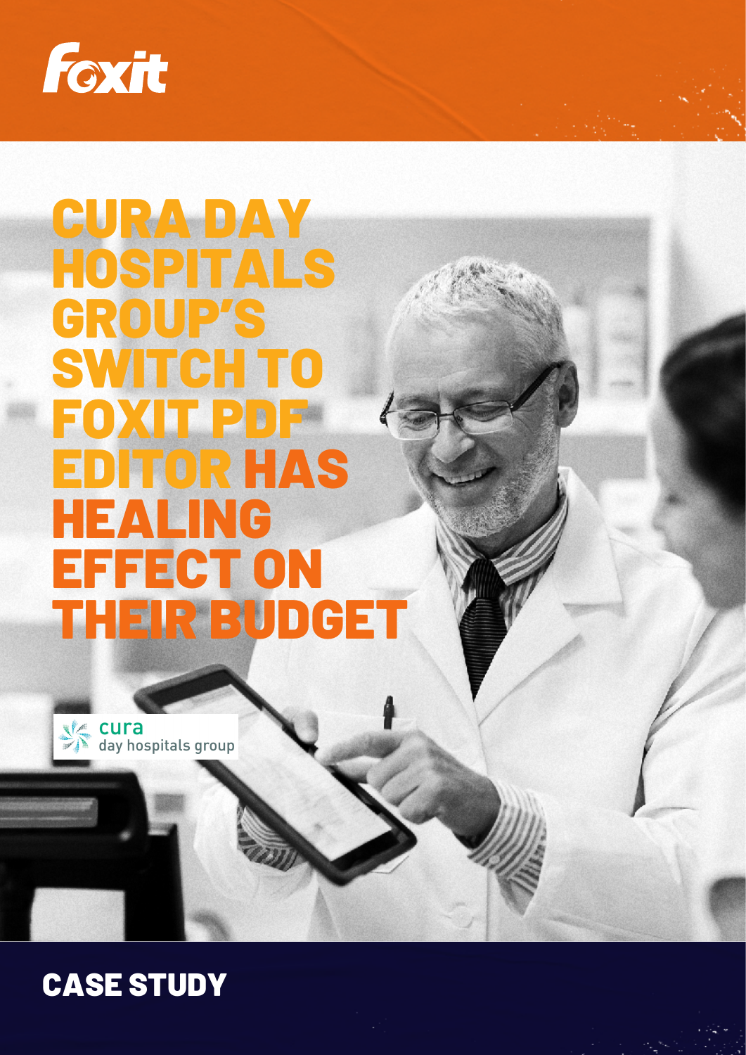Foxit

# CURA DAY HOSPITALS GROUP'S SWITCH TO FOXIT PDF EDITOR HAS HEALING EFFECT ON THEIR BUDGET

cura
day hospitals group

## CASE STUDY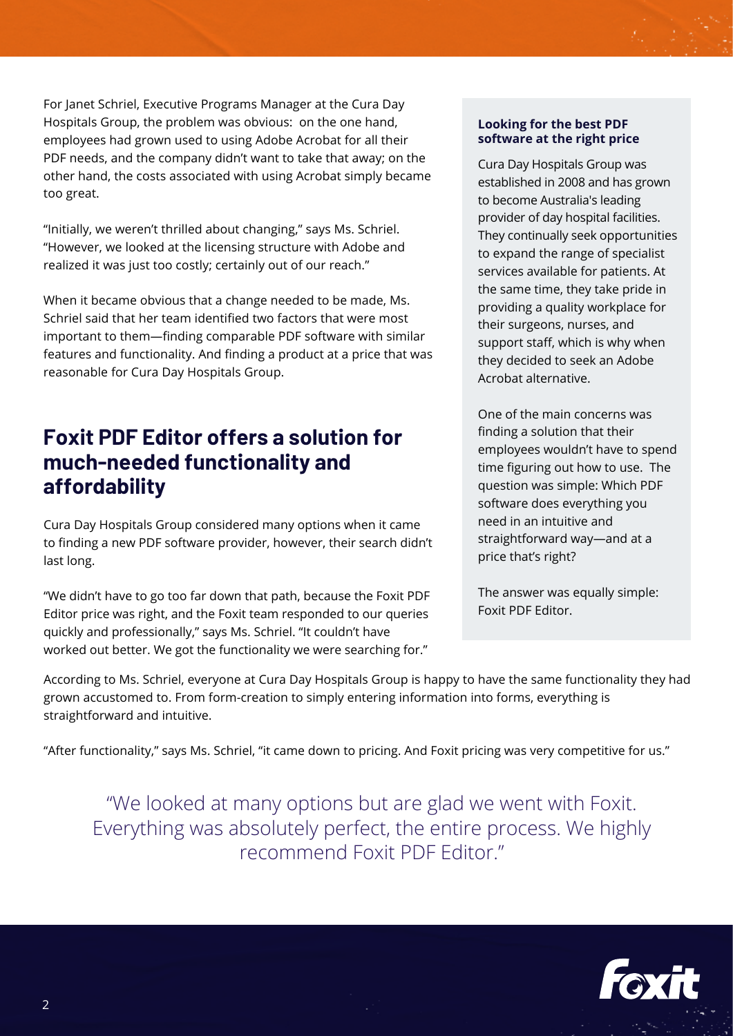For Janet Schriel, Executive Programs Manager at the Cura Day Hospitals Group, the problem was obvious: on the one hand, employees had grown used to using Adobe Acrobat for all their PDF needs, and the company didn't want to take that away; on the other hand, the costs associated with using Acrobat simply became too great.

"Initially, we weren't thrilled about changing," says Ms. Schriel. "However, we looked at the licensing structure with Adobe and realized it was just too costly; certainly out of our reach."

When it became obvious that a change needed to be made, Ms. Schriel said that her team identified two factors that were most important to them—finding comparable PDF software with similar features and functionality. And finding a product at a price that was reasonable for Cura Day Hospitals Group.

## Foxit PDF Editor offers a solution for much-needed functionality and affordability

Cura Day Hospitals Group considered many options when it came to finding a new PDF software provider, however, their search didn't last long.

"We didn't have to go too far down that path, because the Foxit PDF Editor price was right, and the Foxit team responded to our queries quickly and professionally," says Ms. Schriel. "It couldn't have worked out better. We got the functionality we were searching for."

**Looking for the best PDF software at the right price**

Cura Day Hospitals Group was established in 2008 and has grown to become Australia's leading provider of day hospital facilities. They continually seek opportunities to expand the range of specialist services available for patients. At the same time, they take pride in providing a quality workplace for their surgeons, nurses, and support staff, which is why when they decided to seek an Adobe Acrobat alternative.

One of the main concerns was finding a solution that their employees wouldn't have to spend time figuring out how to use. The question was simple: Which PDF software does everything you need in an intuitive and straightforward way—and at a price that's right?

The answer was equally simple: Foxit PDF Editor.

According to Ms. Schriel, everyone at Cura Day Hospitals Group is happy to have the same functionality they had grown accustomed to. From form-creation to simply entering information into forms, everything is straightforward and intuitive.

"After functionality," says Ms. Schriel, "it came down to pricing. And Foxit pricing was very competitive for us."

> "We looked at many options but are glad we went with Foxit. Everything was absolutely perfect, the entire process. We highly recommend Foxit PDF Editor."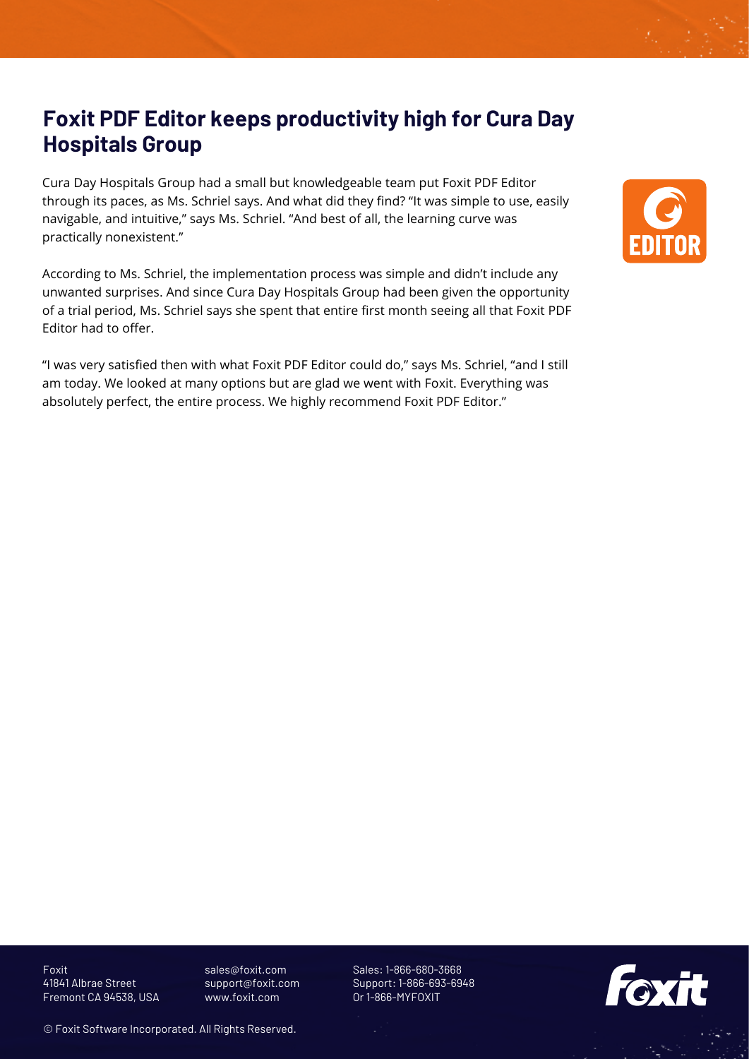## Foxit PDF Editor keeps productivity high for Cura Day Hospitals Group

Cura Day Hospitals Group had a small but knowledgeable team put Foxit PDF Editor through its paces, as Ms. Schriel says. And what did they find? "It was simple to use, easily navigable, and intuitive," says Ms. Schriel. "And best of all, the learning curve was practically nonexistent."

According to Ms. Schriel, the implementation process was simple and didn't include any unwanted surprises. And since Cura Day Hospitals Group had been given the opportunity of a trial period, Ms. Schriel says she spent that entire first month seeing all that Foxit PDF Editor had to offer.

"I was very satisfied then with what Foxit PDF Editor could do," says Ms. Schriel, "and I still am today. We looked at many options but are glad we went with Foxit. Everything was absolutely perfect, the entire process. We highly recommend Foxit PDF Editor."

Foxit
41841 Albrae Street
Fremont CA 94538, USA

sales@foxit.com
support@foxit.com
www.foxit.com

Sales: 1-866-680-3668
Support: 1-866-693-6948
Or 1-866-MYFOXIT

© Foxit Software Incorporated. All Rights Reserved.